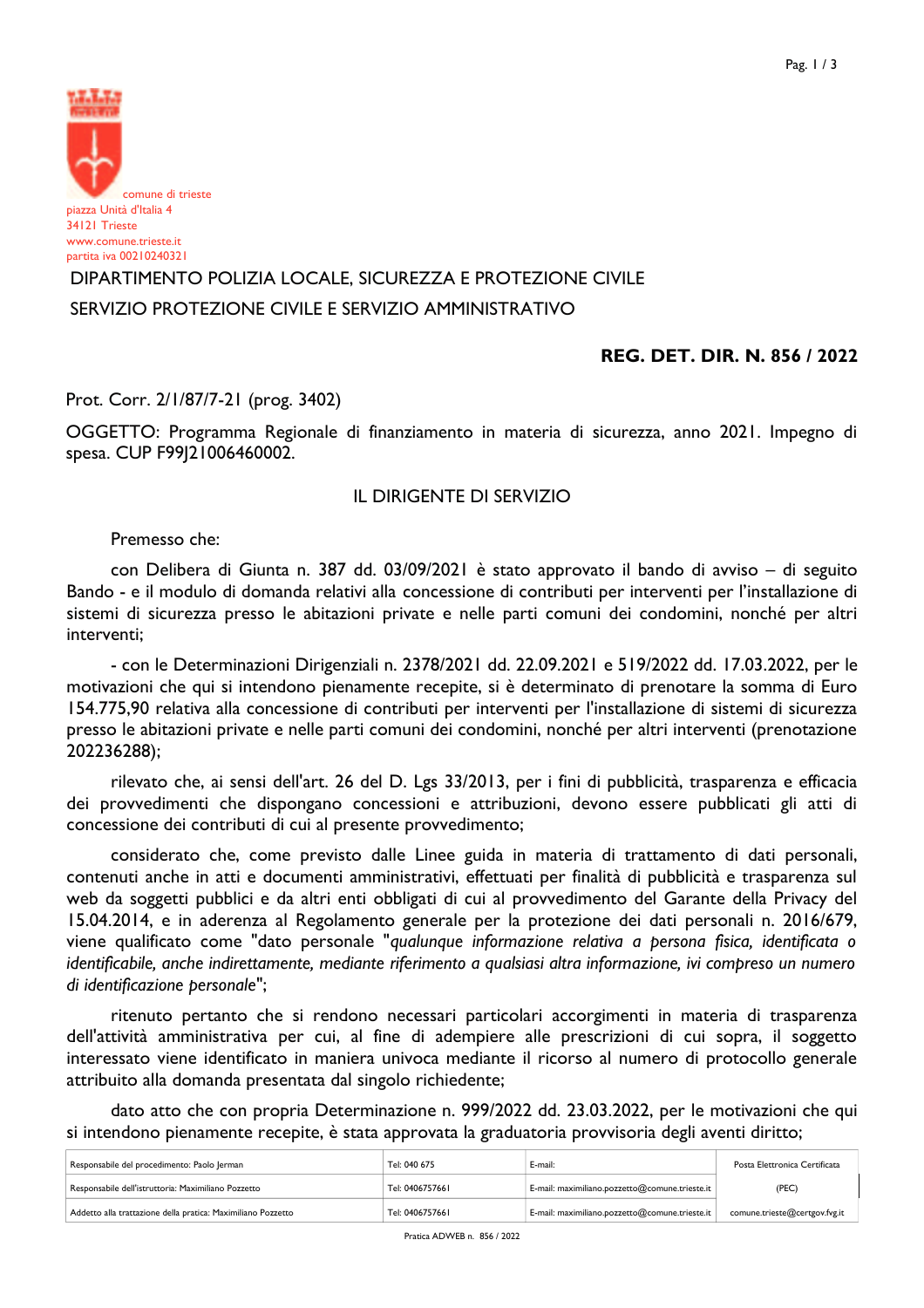comune di trieste
piazza Unità d'Italia 4
34121 Trieste
www.comune.trieste.it
partita iva 00210240321

DIPARTIMENTO POLIZIA LOCALE, SICUREZZA E PROTEZIONE CIVILE

SERVIZIO PROTEZIONE CIVILE E SERVIZIO AMMINISTRATIVO

**REG. DET. DIR. N. 856 / 2022**

Prot. Corr. 2/1/87/7-21 (prog. 3402)

OGGETTO: Programma Regionale di finanziamento in materia di sicurezza, anno 2021. Impegno di spesa. CUP F99J21006460002.

IL DIRIGENTE DI SERVIZIO

Premesso che:

con Delibera di Giunta n. 387 dd. 03/09/2021 è stato approvato il bando di avviso – di seguito Bando - e il modulo di domanda relativi alla concessione di contributi per interventi per l'installazione di sistemi di sicurezza presso le abitazioni private e nelle parti comuni dei condomini, nonché per altri interventi;

- con le Determinazioni Dirigenziali n. 2378/2021 dd. 22.09.2021 e 519/2022 dd. 17.03.2022, per le motivazioni che qui si intendono pienamente recepite, si è determinato di prenotare la somma di Euro 154.775,90 relativa alla concessione di contributi per interventi per l'installazione di sistemi di sicurezza presso le abitazioni private e nelle parti comuni dei condomini, nonché per altri interventi (prenotazione 202236288);

rilevato che, ai sensi dell'art. 26 del D. Lgs 33/2013, per i fini di pubblicità, trasparenza e efficacia dei provvedimenti che dispongano concessioni e attribuzioni, devono essere pubblicati gli atti di concessione dei contributi di cui al presente provvedimento;

considerato che, come previsto dalle Linee guida in materia di trattamento di dati personali, contenuti anche in atti e documenti amministrativi, effettuati per finalità di pubblicità e trasparenza sul web da soggetti pubblici e da altri enti obbligati di cui al provvedimento del Garante della Privacy del 15.04.2014, e in aderenza al Regolamento generale per la protezione dei dati personali n. 2016/679, viene qualificato come "dato personale "*qualunque informazione relativa a persona fisica, identificata o identificabile, anche indirettamente, mediante riferimento a qualsiasi altra informazione, ivi compreso un numero di identificazione personale*";

ritenuto pertanto che si rendono necessari particolari accorgimenti in materia di trasparenza dell'attività amministrativa per cui, al fine di adempiere alle prescrizioni di cui sopra, il soggetto interessato viene identificato in maniera univoca mediante il ricorso al numero di protocollo generale attribuito alla domanda presentata dal singolo richiedente;

dato atto che con propria Determinazione n. 999/2022 dd. 23.03.2022, per le motivazioni che qui si intendono pienamente recepite, è stata approvata la graduatoria provvisoria degli aventi diritto;

| Responsabile del procedimento: Paolo Jerman | Tel: 040 675 | E-mail: | Posta Elettronica Certificata |
|---|---|---|---|
| Responsabile dell'istruttoria: Maximiliano Pozzetto | Tel: 0406757661 | E-mail: maximiliano.pozzetto@comune.trieste.it | (PEC) |
| Addetto alla trattazione della pratica: Maximiliano Pozzetto | Tel: 0406757661 | E-mail: maximiliano.pozzetto@comune.trieste.it | comune.trieste@certgov.fvg.it |

Pratica ADWEB n. 856 / 2022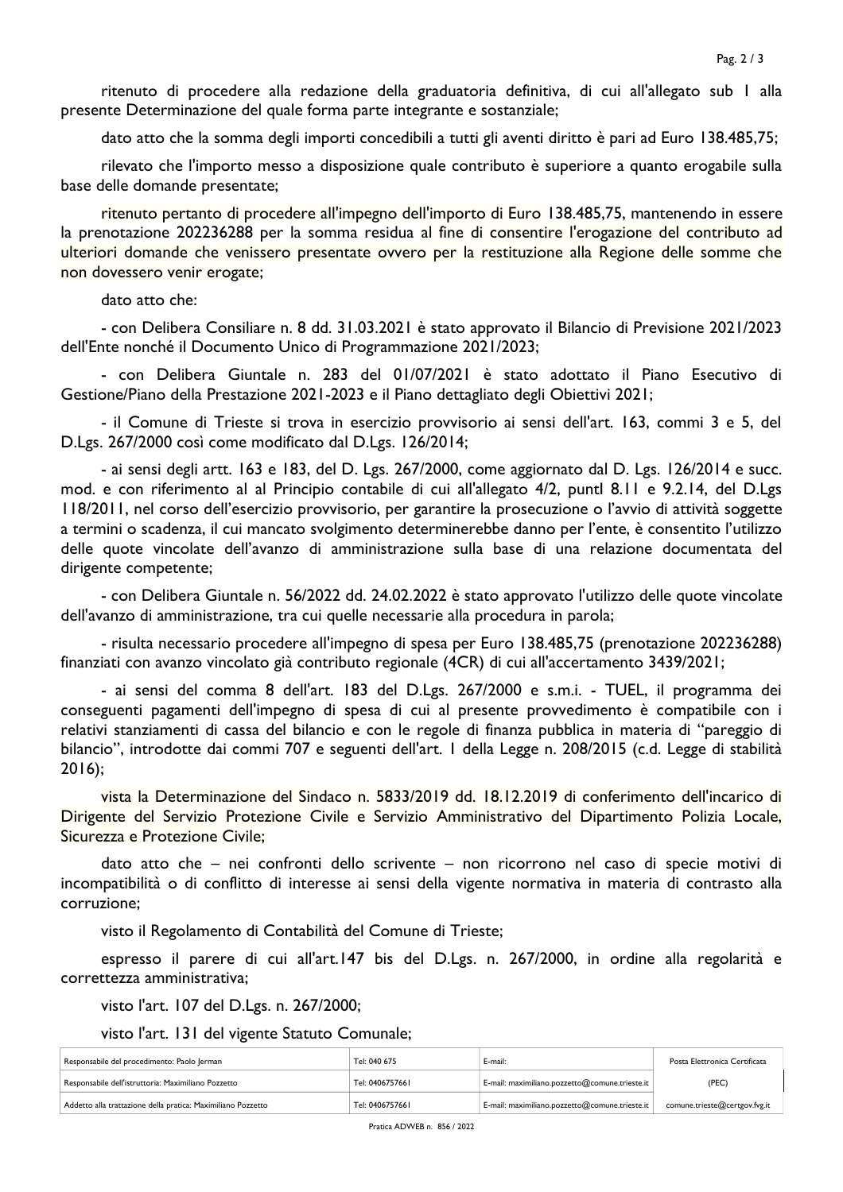ritenuto di procedere alla redazione della graduatoria definitiva, di cui all'allegato sub 1 alla presente Determinazione del quale forma parte integrante e sostanziale;

dato atto che la somma degli importi concedibili a tutti gli aventi diritto è pari ad Euro 138.485,75;

rilevato che l'importo messo a disposizione quale contributo è superiore a quanto erogabile sulla base delle domande presentate;

ritenuto pertanto di procedere all'impegno dell'importo di Euro 138.485,75, mantenendo in essere la prenotazione 202236288 per la somma residua al fine di consentire l'erogazione del contributo ad ulteriori domande che venissero presentate ovvero per la restituzione alla Regione delle somme che non dovessero venir erogate;

dato atto che:

- con Delibera Consiliare n. 8 dd. 31.03.2021 è stato approvato il Bilancio di Previsione 2021/2023 dell'Ente nonché il Documento Unico di Programmazione 2021/2023;

- con Delibera Giuntale n. 283 del 01/07/2021 è stato adottato il Piano Esecutivo di Gestione/Piano della Prestazione 2021-2023 e il Piano dettagliato degli Obiettivi 2021;

- il Comune di Trieste si trova in esercizio provvisorio ai sensi dell'art. 163, commi 3 e 5, del D.Lgs. 267/2000 così come modificato dal D.Lgs. 126/2014;

- ai sensi degli artt. 163 e 183, del D. Lgs. 267/2000, come aggiornato dal D. Lgs. 126/2014 e succ. mod. e con riferimento al al Principio contabile di cui all'allegato 4/2, puntl 8.11 e 9.2.14, del D.Lgs 118/2011, nel corso dell'esercizio provvisorio, per garantire la prosecuzione o l'avvio di attività soggette a termini o scadenza, il cui mancato svolgimento determinerebbe danno per l'ente, è consentito l'utilizzo delle quote vincolate dell'avanzo di amministrazione sulla base di una relazione documentata del dirigente competente;

- con Delibera Giuntale n. 56/2022 dd. 24.02.2022 è stato approvato l'utilizzo delle quote vincolate dell'avanzo di amministrazione, tra cui quelle necessarie alla procedura in parola;

- risulta necessario procedere all'impegno di spesa per Euro 138.485,75 (prenotazione 202236288) finanziati con avanzo vincolato già contributo regionale (4CR) di cui all'accertamento 3439/2021;

- ai sensi del comma 8 dell'art. 183 del D.Lgs. 267/2000 e s.m.i. - TUEL, il programma dei conseguenti pagamenti dell'impegno di spesa di cui al presente provvedimento è compatibile con i relativi stanziamenti di cassa del bilancio e con le regole di finanza pubblica in materia di "pareggio di bilancio", introdotte dai commi 707 e seguenti dell'art. 1 della Legge n. 208/2015 (c.d. Legge di stabilità 2016);

vista la Determinazione del Sindaco n. 5833/2019 dd. 18.12.2019 di conferimento dell'incarico di Dirigente del Servizio Protezione Civile e Servizio Amministrativo del Dipartimento Polizia Locale, Sicurezza e Protezione Civile;

dato atto che – nei confronti dello scrivente – non ricorrono nel caso di specie motivi di incompatibilità o di conflitto di interesse ai sensi della vigente normativa in materia di contrasto alla corruzione;

visto il Regolamento di Contabilità del Comune di Trieste;

espresso il parere di cui all'art.147 bis del D.Lgs. n. 267/2000, in ordine alla regolarità e correttezza amministrativa;

visto l'art. 107 del D.Lgs. n. 267/2000;

visto l'art. 131 del vigente Statuto Comunale;

| Responsabile del procedimento: Paolo Jerman | Tel: 040 675 | E-mail: | Posta Elettronica Certificata |
|---|---|---|---|
| Responsabile dell'istruttoria: Maximiliano Pozzetto | Tel: 0406757661 | E-mail: maximiliano.pozzetto@comune.trieste.it | (PEC) |
| Addetto alla trattazione della pratica: Maximiliano Pozzetto | Tel: 0406757661 | E-mail: maximiliano.pozzetto@comune.trieste.it | comune.trieste@certgov.fvg.it |

Pratica ADWEB n. 856 / 2022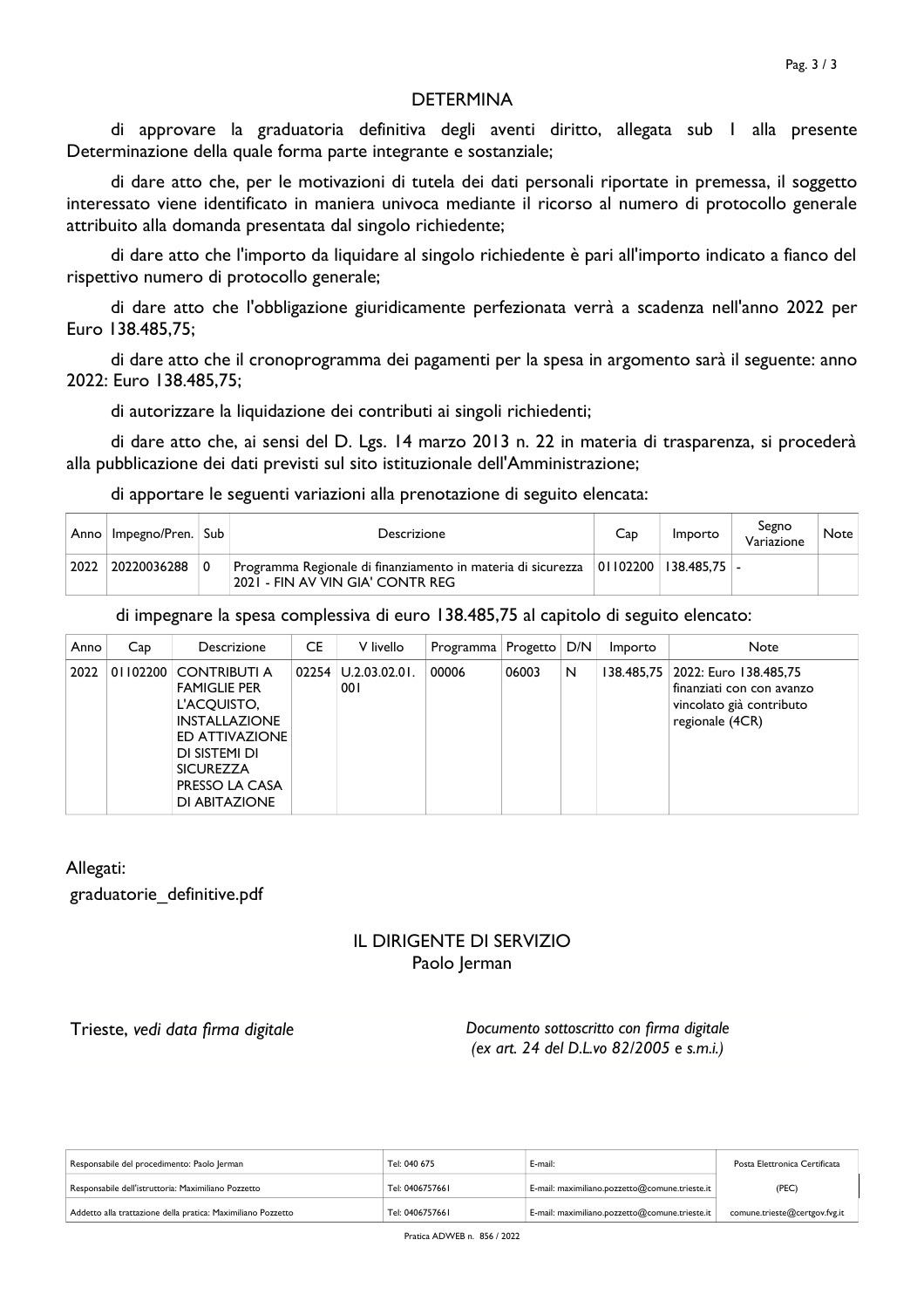## DETERMINA

di approvare la graduatoria definitiva degli aventi diritto, allegata sub 1 alla presente Determinazione della quale forma parte integrante e sostanziale;

di dare atto che, per le motivazioni di tutela dei dati personali riportate in premessa, il soggetto interessato viene identificato in maniera univoca mediante il ricorso al numero di protocollo generale attribuito alla domanda presentata dal singolo richiedente;

di dare atto che l'importo da liquidare al singolo richiedente è pari all'importo indicato a fianco del rispettivo numero di protocollo generale;

di dare atto che l'obbligazione giuridicamente perfezionata verrà a scadenza nell'anno 2022 per Euro 138.485,75;

di dare atto che il cronoprogramma dei pagamenti per la spesa in argomento sarà il seguente: anno 2022: Euro 138.485,75;

di autorizzare la liquidazione dei contributi ai singoli richiedenti;

di dare atto che, ai sensi del D. Lgs. 14 marzo 2013 n. 22 in materia di trasparenza, si procederà alla pubblicazione dei dati previsti sul sito istituzionale dell'Amministrazione;

di apportare le seguenti variazioni alla prenotazione di seguito elencata:

| Anno | Impegno/Pren. | Sub | Descrizione | Cap | Importo | Segno Variazione | Note |
|---|---|---|---|---|---|---|---|
| 2022 | 20220036288 | 0 | Programma Regionale di finanziamento in materia di sicurezza 2021 - FIN AV VIN GIA' CONTR REG | 01102200 | 138.485,75 | - | |

di impegnare la spesa complessiva di euro 138.485,75 al capitolo di seguito elencato:

| Anno | Cap | Descrizione | CE | V livello | Programma | Progetto | D/N | Importo | Note |
|---|---|---|---|---|---|---|---|---|---|
| 2022 | 01102200 | CONTRIBUTI A FAMIGLIE PER L'ACQUISTO, INSTALLAZIONE ED ATTIVAZIONE DI SISTEMI DI SICUREZZA PRESSO LA CASA DI ABITAZIONE | 02254 | U.2.03.02.01.001 | 00006 | 06003 | N | 138.485,75 | 2022: Euro 138.485,75 finanziati con con avanzo vincolato già contributo regionale (4CR) |

Allegati:

graduatorie_definitive.pdf

IL DIRIGENTE DI SERVIZIO
Paolo Jerman

Trieste, *vedi data firma digitale*

*Documento sottoscritto con firma digitale (ex art. 24 del D.L.vo 82/2005 e s.m.i.)*

| Responsabile del procedimento: Paolo Jerman | Tel: 040 675 | E-mail: | Posta Elettronica Certificata |
|---|---|---|---|
| Responsabile dell'istruttoria: Maximiliano Pozzetto | Tel: 0406757661 | E-mail: maximiliano.pozzetto@comune.trieste.it | (PEC) |
| Addetto alla trattazione della pratica: Maximiliano Pozzetto | Tel: 0406757661 | E-mail: maximiliano.pozzetto@comune.trieste.it | comune.trieste@certgov.fvg.it |

Pratica ADWEB n. 856 / 2022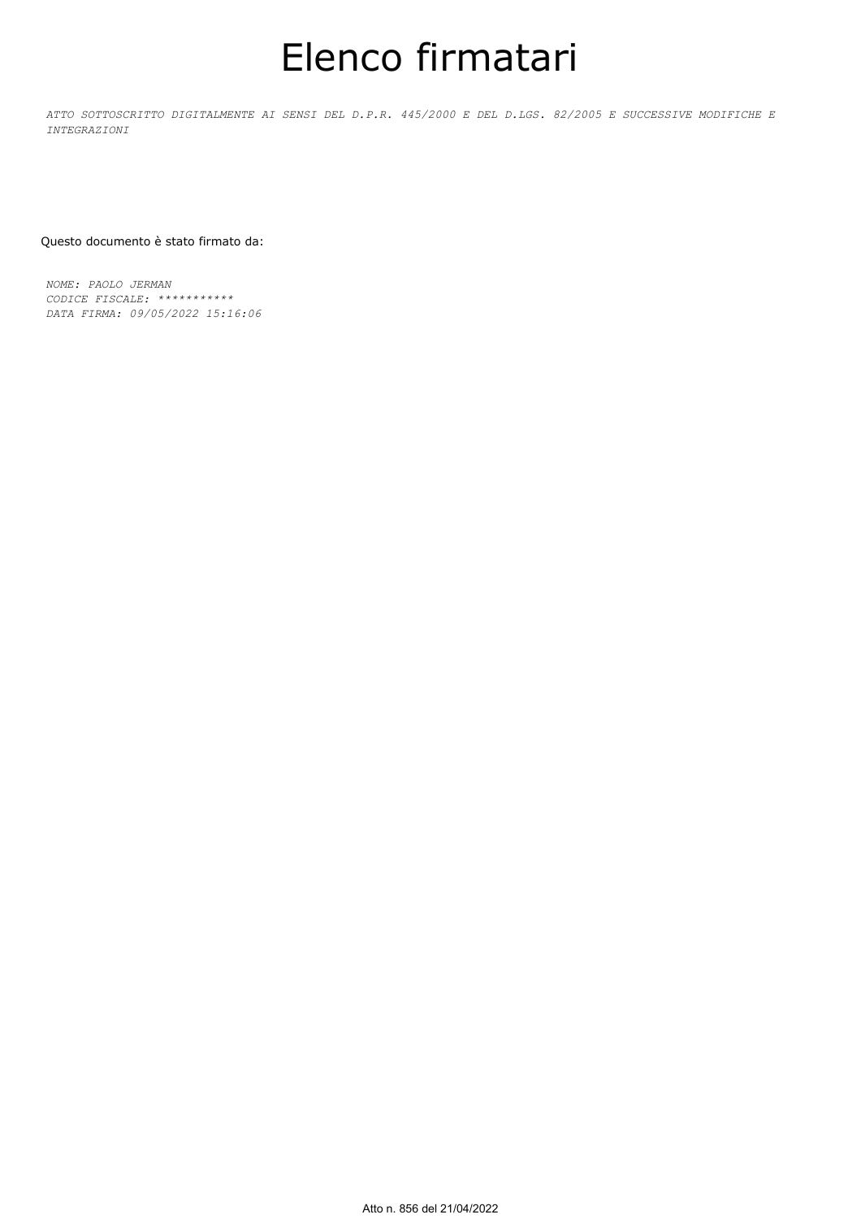# Elenco firmatari

*ATTO SOTTOSCRITTO DIGITALMENTE AI SENSI DEL D.P.R. 445/2000 E DEL D.LGS. 82/2005 E SUCCESSIVE MODIFICHE E INTEGRAZIONI*

Questo documento è stato firmato da:

*NOME: PAOLO JERMAN*
*CODICE FISCALE: ***********
*DATA FIRMA: 09/05/2022 15:16:06*

Atto n. 856 del 21/04/2022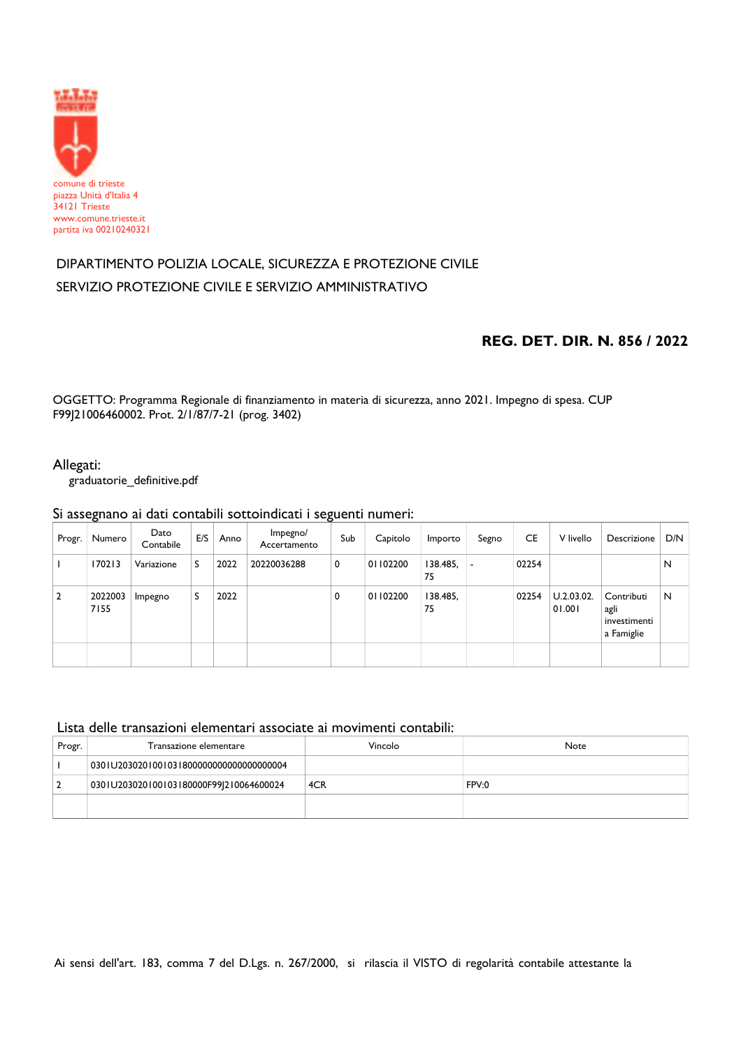comune di trieste
piazza Unità d'Italia 4
34121 Trieste
www.comune.trieste.it
partita iva 00210240321

DIPARTIMENTO POLIZIA LOCALE, SICUREZZA E PROTEZIONE CIVILE

SERVIZIO PROTEZIONE CIVILE E SERVIZIO AMMINISTRATIVO

**REG. DET. DIR. N. 856 / 2022**

OGGETTO: Programma Regionale di finanziamento in materia di sicurezza, anno 2021. Impegno di spesa. CUP F99J21006460002. Prot. 2/1/87/7-21 (prog. 3402)

Allegati:

graduatorie_definitive.pdf

Si assegnano ai dati contabili sottoindicati i seguenti numeri:

| Progr. | Numero | Dato Contabile | E/S | Anno | Impegno/ Accertamento | Sub | Capitolo | Importo | Segno | CE | V livello | Descrizione | D/N |
|---|---|---|---|---|---|---|---|---|---|---|---|---|---|
| 1 | 170213 | Variazione | S | 2022 | 20220036288 | 0 | 01102200 | 138.485,75 | - | 02254 | | | N |
| 2 | 20220037155 | Impegno | S | 2022 | | 0 | 01102200 | 138.485,75 | | 02254 | U.2.03.02.01.001 | Contributi agli investimenti a Famiglie | N |
| | | | | | | | | | | | | | |

Lista delle transazioni elementari associate ai movimenti contabili:

| Progr. | Transazione elementare | Vincolo | Note |
|---|---|---|---|
| 1 | 0301U203020100103180000000000000000004 | | |
| 2 | 0301U2030201001031800000F99J210064600024 | 4CR | FPV:0 |
| | | | |

Ai sensi dell'art. 183, comma 7 del D.Lgs. n. 267/2000, si rilascia il VISTO di regolarità contabile attestante la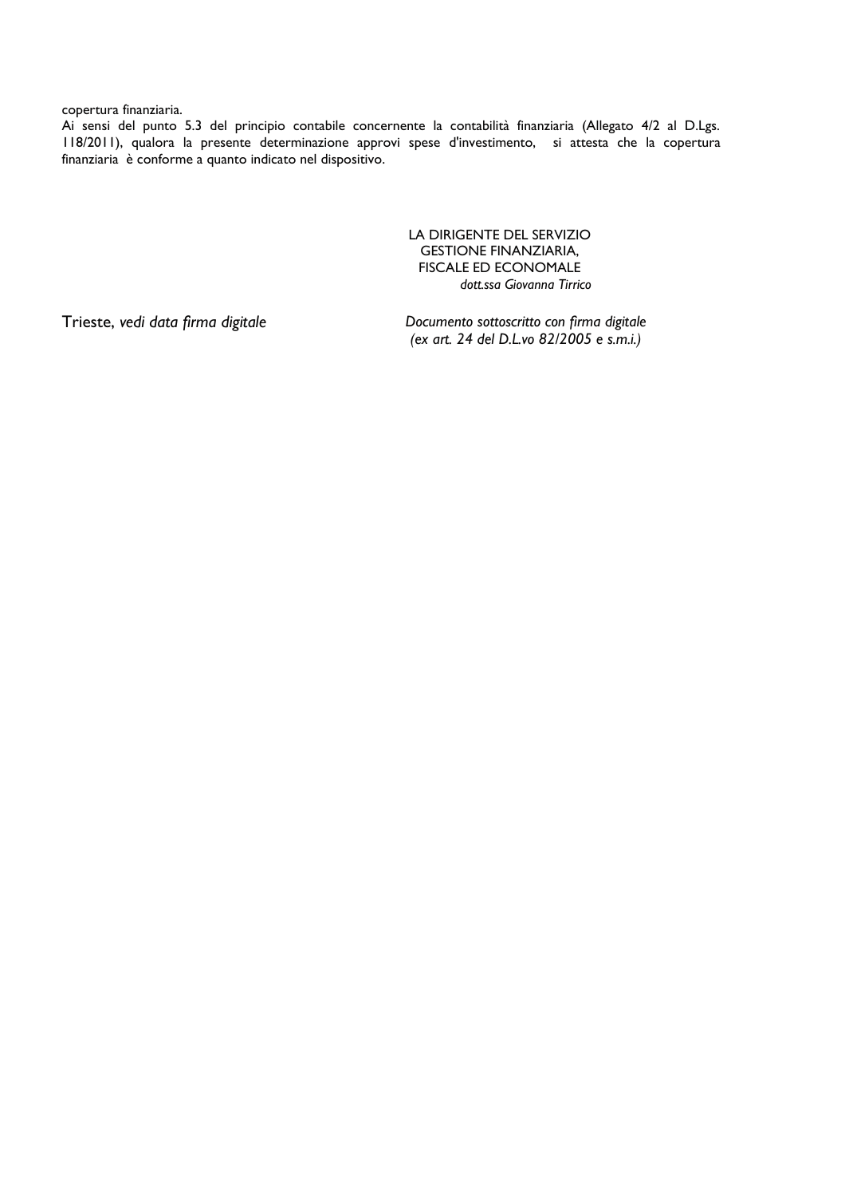copertura finanziaria.
Ai sensi del punto 5.3 del principio contabile concernente la contabilità finanziaria (Allegato 4/2 al D.Lgs. 118/2011), qualora la presente determinazione approvi spese d'investimento, si attesta che la copertura finanziaria è conforme a quanto indicato nel dispositivo.

LA DIRIGENTE DEL SERVIZIO
GESTIONE FINANZIARIA,
FISCALE ED ECONOMALE
*dott.ssa Giovanna Tirrico*

Trieste, *vedi data firma digitale*

*Documento sottoscritto con firma digitale*
*(ex art. 24 del D.L.vo 82/2005 e s.m.i.)*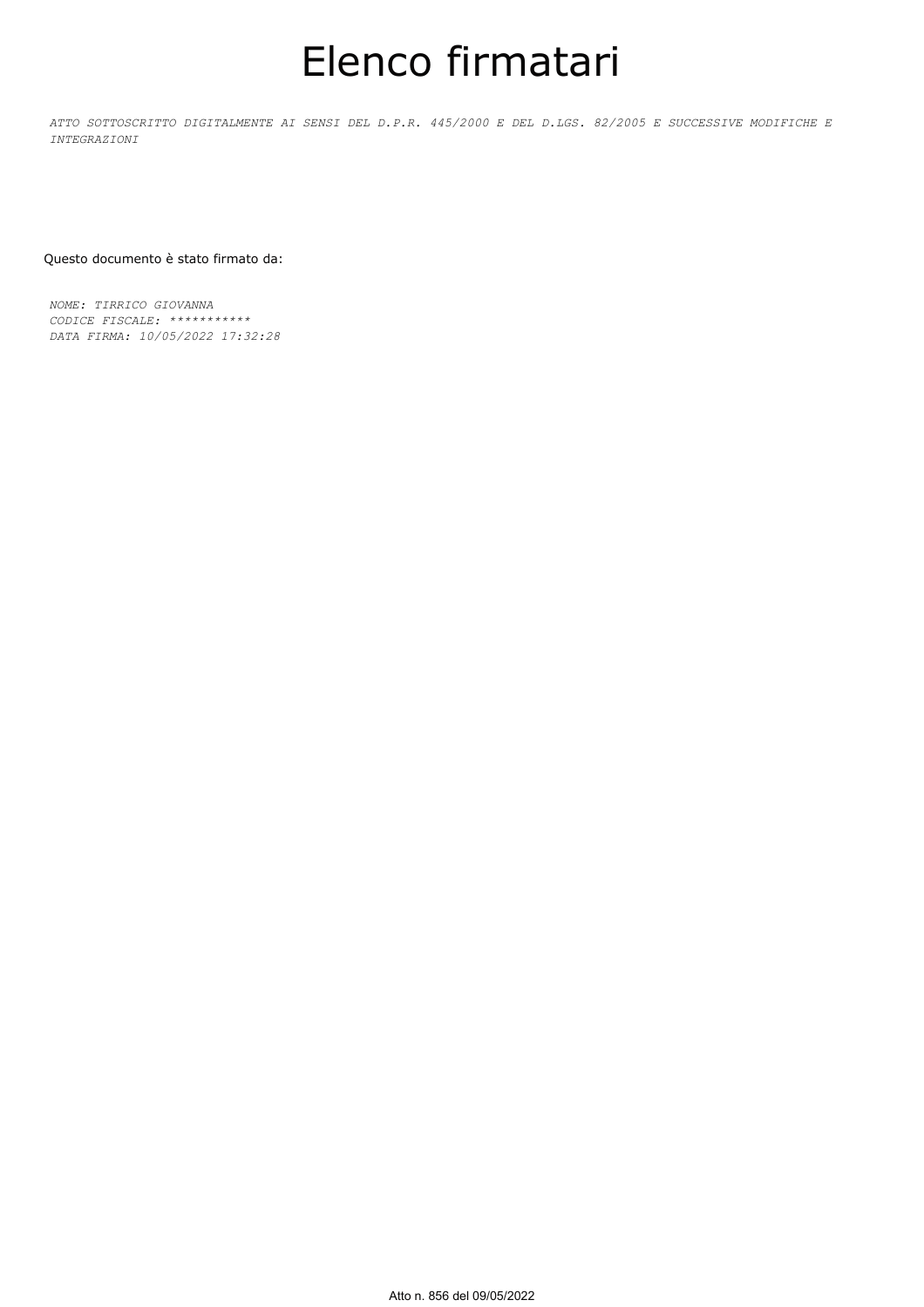# Elenco firmatari

*ATTO SOTTOSCRITTO DIGITALMENTE AI SENSI DEL D.P.R. 445/2000 E DEL D.LGS. 82/2005 E SUCCESSIVE MODIFICHE E INTEGRAZIONI*

Questo documento è stato firmato da:

*NOME: TIRRICO GIOVANNA*
*CODICE FISCALE: ***********
*DATA FIRMA: 10/05/2022 17:32:28*

Atto n. 856 del 09/05/2022